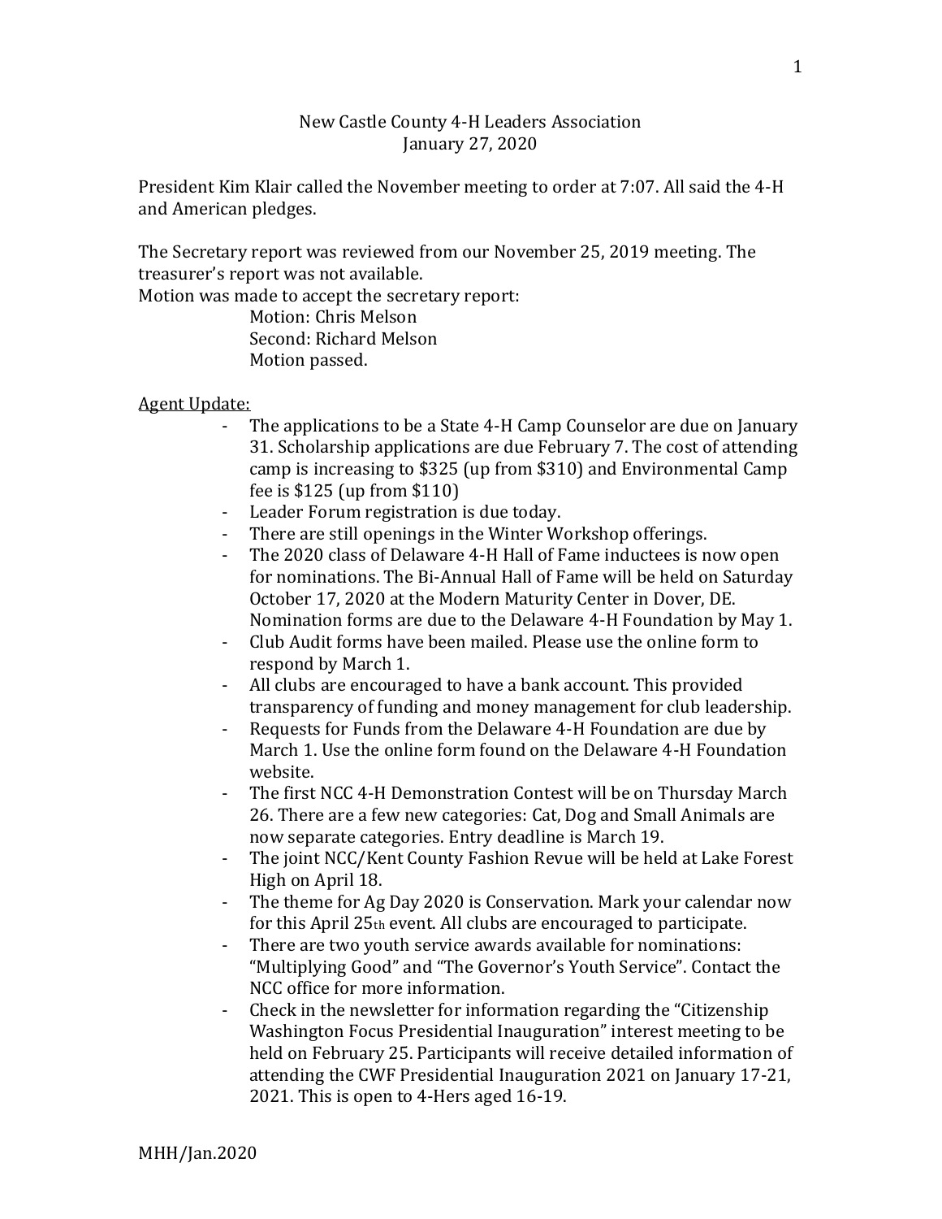New Castle County 4-H Leaders Association
January 27, 2020

President Kim Klair called the November meeting to order at 7:07. All said the 4-H and American pledges.

The Secretary report was reviewed from our November 25, 2019 meeting. The treasurer's report was not available.
Motion was made to accept the secretary report:

Motion: Chris Melson
Second: Richard Melson
Motion passed.

<u>Agent Update:</u>

- The applications to be a State 4-H Camp Counselor are due on January 31. Scholarship applications are due February 7. The cost of attending camp is increasing to $325 (up from $310) and Environmental Camp fee is $125 (up from $110)
- Leader Forum registration is due today.
- There are still openings in the Winter Workshop offerings.
- The 2020 class of Delaware 4-H Hall of Fame inductees is now open for nominations. The Bi-Annual Hall of Fame will be held on Saturday October 17, 2020 at the Modern Maturity Center in Dover, DE. Nomination forms are due to the Delaware 4-H Foundation by May 1.
- Club Audit forms have been mailed. Please use the online form to respond by March 1.
- All clubs are encouraged to have a bank account. This provided transparency of funding and money management for club leadership.
- Requests for Funds from the Delaware 4-H Foundation are due by March 1. Use the online form found on the Delaware 4-H Foundation website.
- The first NCC 4-H Demonstration Contest will be on Thursday March 26. There are a few new categories: Cat, Dog and Small Animals are now separate categories. Entry deadline is March 19.
- The joint NCC/Kent County Fashion Revue will be held at Lake Forest High on April 18.
- The theme for Ag Day 2020 is Conservation. Mark your calendar now for this April 25th event. All clubs are encouraged to participate.
- There are two youth service awards available for nominations: "Multiplying Good" and "The Governor's Youth Service". Contact the NCC office for more information.
- Check in the newsletter for information regarding the "Citizenship Washington Focus Presidential Inauguration" interest meeting to be held on February 25. Participants will receive detailed information of attending the CWF Presidential Inauguration 2021 on January 17-21, 2021. This is open to 4-Hers aged 16-19.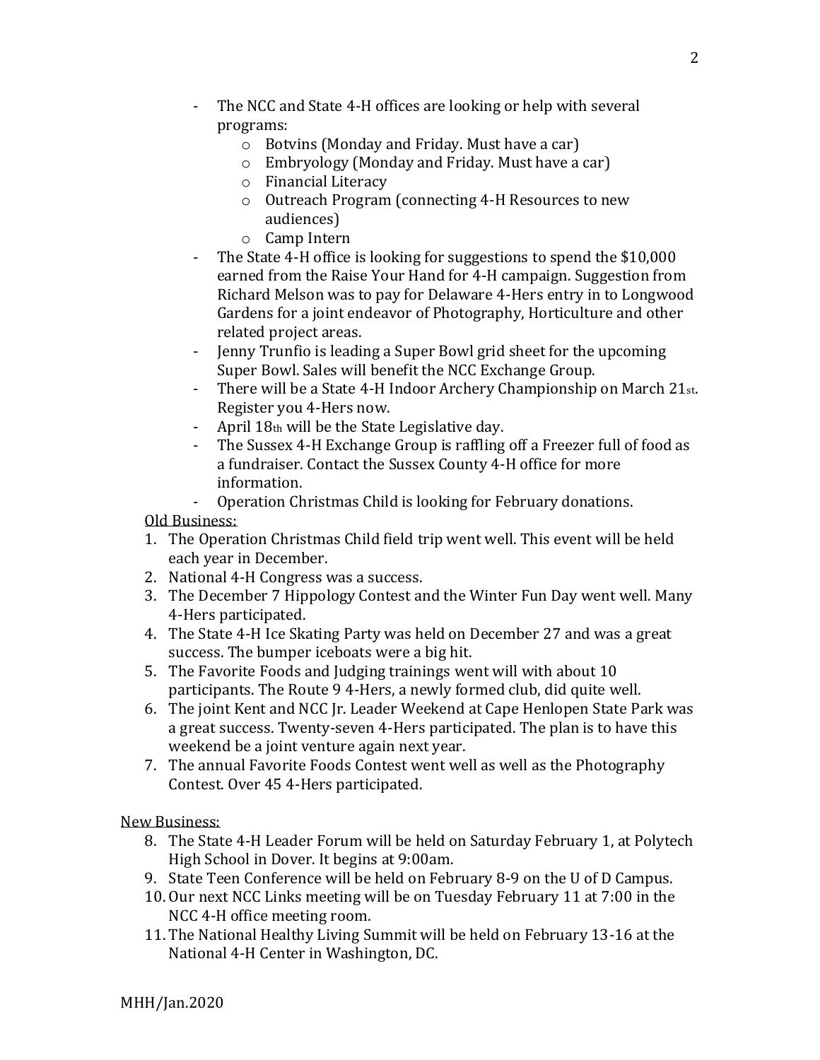- The NCC and State 4-H offices are looking or help with several programs:
  - Botvins (Monday and Friday. Must have a car)
  - Embryology (Monday and Friday. Must have a car)
  - Financial Literacy
  - Outreach Program (connecting 4-H Resources to new audiences)
  - Camp Intern
- The State 4-H office is looking for suggestions to spend the $10,000 earned from the Raise Your Hand for 4-H campaign. Suggestion from Richard Melson was to pay for Delaware 4-Hers entry in to Longwood Gardens for a joint endeavor of Photography, Horticulture and other related project areas.
- Jenny Trunfio is leading a Super Bowl grid sheet for the upcoming Super Bowl. Sales will benefit the NCC Exchange Group.
- There will be a State 4-H Indoor Archery Championship on March 21st. Register you 4-Hers now.
- April 18th will be the State Legislative day.
- The Sussex 4-H Exchange Group is raffling off a Freezer full of food as a fundraiser. Contact the Sussex County 4-H office for more information.
- Operation Christmas Child is looking for February donations.

Old Business:

1. The Operation Christmas Child field trip went well. This event will be held each year in December.
2. National 4-H Congress was a success.
3. The December 7 Hippology Contest and the Winter Fun Day went well. Many 4-Hers participated.
4. The State 4-H Ice Skating Party was held on December 27 and was a great success. The bumper iceboats were a big hit.
5. The Favorite Foods and Judging trainings went will with about 10 participants. The Route 9 4-Hers, a newly formed club, did quite well.
6. The joint Kent and NCC Jr. Leader Weekend at Cape Henlopen State Park was a great success. Twenty-seven 4-Hers participated. The plan is to have this weekend be a joint venture again next year.
7. The annual Favorite Foods Contest went well as well as the Photography Contest. Over 45 4-Hers participated.

New Business:

8. The State 4-H Leader Forum will be held on Saturday February 1, at Polytech High School in Dover. It begins at 9:00am.
9. State Teen Conference will be held on February 8-9 on the U of D Campus.
10. Our next NCC Links meeting will be on Tuesday February 11 at 7:00 in the NCC 4-H office meeting room.
11. The National Healthy Living Summit will be held on February 13-16 at the National 4-H Center in Washington, DC.

MHH/Jan.2020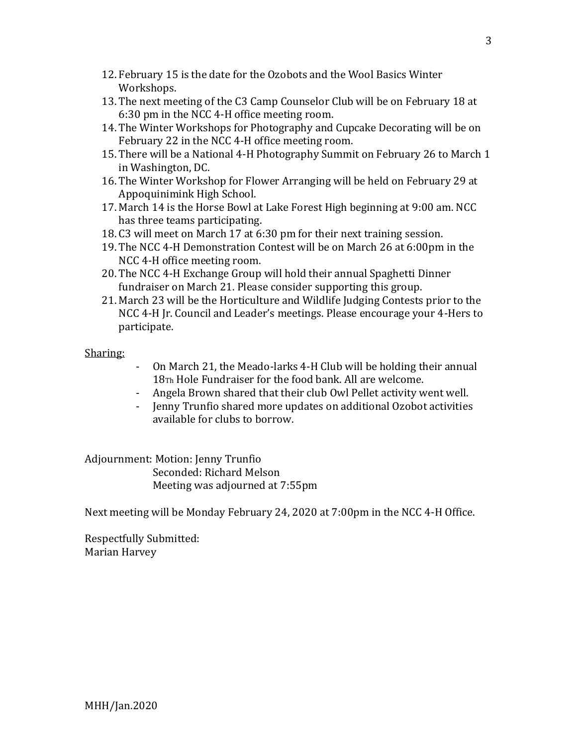12. February 15 is the date for the Ozobots and the Wool Basics Winter Workshops.
13. The next meeting of the C3 Camp Counselor Club will be on February 18 at 6:30 pm in the NCC 4-H office meeting room.
14. The Winter Workshops for Photography and Cupcake Decorating will be on February 22 in the NCC 4-H office meeting room.
15. There will be a National 4-H Photography Summit on February 26 to March 1 in Washington, DC.
16. The Winter Workshop for Flower Arranging will be held on February 29 at Appoquinimink High School.
17. March 14 is the Horse Bowl at Lake Forest High beginning at 9:00 am. NCC has three teams participating.
18. C3 will meet on March 17 at 6:30 pm for their next training session.
19. The NCC 4-H Demonstration Contest will be on March 26 at 6:00pm in the NCC 4-H office meeting room.
20. The NCC 4-H Exchange Group will hold their annual Spaghetti Dinner fundraiser on March 21. Please consider supporting this group.
21. March 23 will be the Horticulture and Wildlife Judging Contests prior to the NCC 4-H Jr. Council and Leader's meetings. Please encourage your 4-Hers to participate.

<u>Sharing:</u>

- On March 21, the Meado-larks 4-H Club will be holding their annual 18Th Hole Fundraiser for the food bank. All are welcome.
- Angela Brown shared that their club Owl Pellet activity went well.
- Jenny Trunfio shared more updates on additional Ozobot activities available for clubs to borrow.

Adjournment: Motion: Jenny Trunfio
Seconded: Richard Melson
Meeting was adjourned at 7:55pm

Next meeting will be Monday February 24, 2020 at 7:00pm in the NCC 4-H Office.

Respectfully Submitted:
Marian Harvey

MHH/Jan.2020